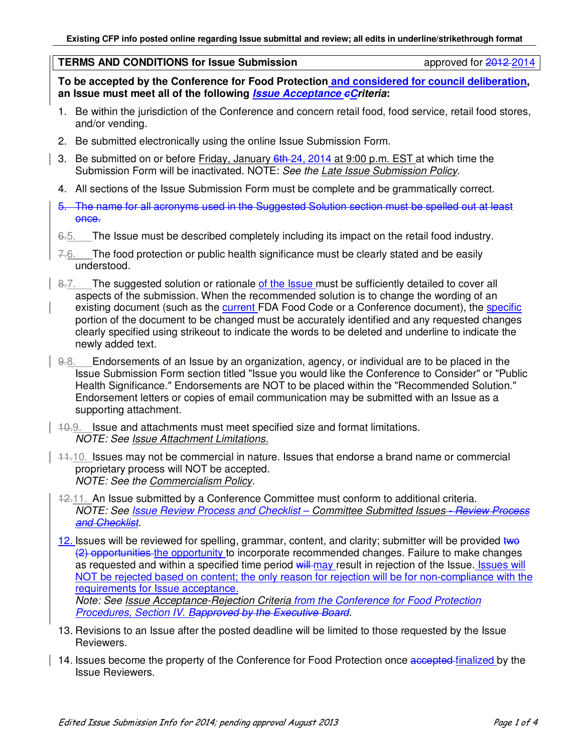**Existing CFP info posted online regarding Issue submittal and review; all edits in underline/strikethrough format**

| **TERMS AND CONDITIONS for Issue Submission** | approved for ~~2012~~ <u>2014</u> |
|---|---|

**To be accepted by the Conference for Food Protection <u>and considered for council deliberation</u>, an Issue must meet all of the following *<u>Issue Acceptance</u>* ~~*c*~~*Criteria*:**

1. Be within the jurisdiction of the Conference and concern retail food, food service, retail food stores, and/or vending.
2. Be submitted electronically using the online Issue Submission Form.
3. Be submitted on or before <u>Friday, January</u> ~~6th~~ <u>24, 2014</u> <u>at 9:00 p.m. EST</u> at which time the Submission Form will be inactivated. NOTE: *See the <u>Late Issue Submission Policy</u>*.
4. All sections of the Issue Submission Form must be complete and be grammatically correct.
5. ~~5. The name for all acronyms used in the Suggested Solution section must be spelled out at least once.~~

~~6.~~<u>5.</u> The Issue must be described completely including its impact on the retail food industry.

~~7.~~<u>6.</u> The food protection or public health significance must be clearly stated and be easily understood.

~~8.~~<u>7.</u> The suggested solution or rationale <u>of the Issue</u> must be sufficiently detailed to cover all aspects of the submission. When the recommended solution is to change the wording of an existing document (such as the <u>current</u> FDA Food Code or a Conference document), the <u>specific</u> portion of the document to be changed must be accurately identified and any requested changes clearly specified using strikeout to indicate the words to be deleted and underline to indicate the newly added text.

~~9.~~<u>8.</u> Endorsements of an Issue by an organization, agency, or individual are to be placed in the Issue Submission Form section titled "Issue you would like the Conference to Consider" or "Public Health Significance." Endorsements are NOT to be placed within the "Recommended Solution." Endorsement letters or copies of email communication may be submitted with an Issue as a supporting attachment.

~~10.~~<u>9.</u> Issue and attachments must meet specified size and format limitations.
*NOTE: See <u>Issue Attachment Limitations.</u>*

~~11.~~<u>10.</u> Issues may not be commercial in nature. Issues that endorse a brand name or commercial proprietary process will NOT be accepted.
*NOTE: See the <u>Commercialism Policy</u>.*

~~12.~~<u>11.</u> An Issue submitted by a Conference Committee must conform to additional criteria.
*NOTE: See <u>Issue Review Process and Checklist – Committee Submitted Issues</u> ~~- Review Process and Checklist~~.*

<u>12.</u> Issues will be reviewed for spelling, grammar, content, and clarity; submitter will be provided ~~two (2) opportunities~~ <u>the opportunity</u> to incorporate recommended changes. Failure to make changes as requested and within a specified time period ~~will~~ <u>may</u> result in rejection of the Issue. <u>Issues will NOT be rejected based on content; the only reason for rejection will be for non-compliance with the requirements for Issue acceptance.</u>
*Note: See <u>Issue Acceptance-Rejection Criteria</u> <u>from the Conference for Food Protection Procedures, Section IV.</u> ~~Bapproved by the Executive Board~~.*

13. Revisions to an Issue after the posted deadline will be limited to those requested by the Issue Reviewers.
14. Issues become the property of the Conference for Food Protection once ~~accepted~~ <u>finalized</u> by the Issue Reviewers.

*Edited Issue Submission Info for 2014; pending approval August 2013*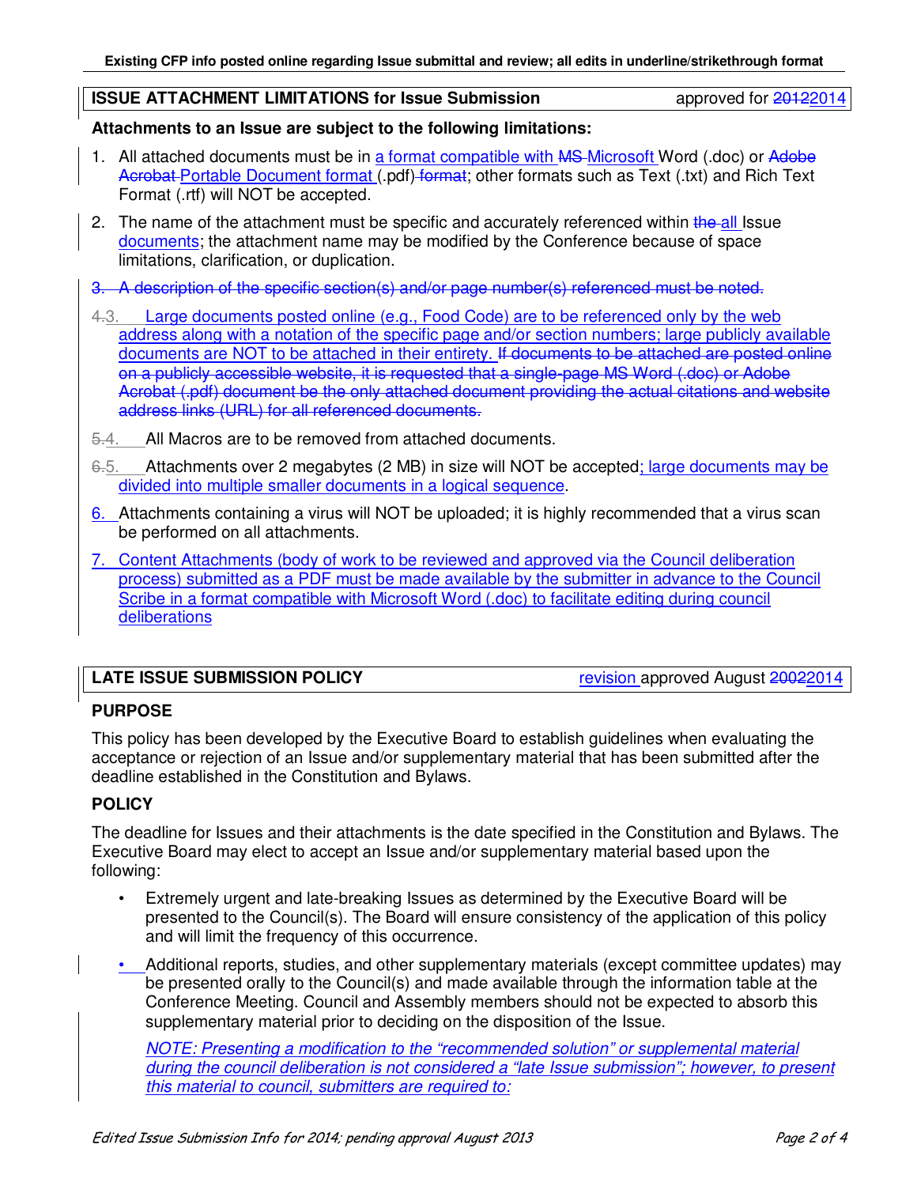**Existing CFP info posted online regarding Issue submittal and review; all edits in underline/strikethrough format**

## ISSUE ATTACHMENT LIMITATIONS for Issue Submission

approved for ~~2012~~2014

**Attachments to an Issue are subject to the following limitations:**

1. All attached documents must be in a format compatible with ~~MS~~ Microsoft Word (.doc) or ~~Adobe Acrobat~~ Portable Document format (.pdf) ~~format~~; other formats such as Text (.txt) and Rich Text Format (.rtf) will NOT be accepted.
2. The name of the attachment must be specific and accurately referenced within ~~the~~ all Issue documents; the attachment name may be modified by the Conference because of space limitations, clarification, or duplication.
3. ~~A description of the specific section(s) and/or page number(s) referenced must be noted.~~
4. ~~4.~~3. Large documents posted online (e.g., Food Code) are to be referenced only by the web address along with a notation of the specific page and/or section numbers; large publicly available documents are NOT to be attached in their entirety. ~~If documents to be attached are posted online on a publicly accessible website, it is requested that a single-page MS Word (.doc) or Adobe Acrobat (.pdf) document be the only attached document providing the actual citations and website address links (URL) for all referenced documents.~~
5. ~~5.~~4. All Macros are to be removed from attached documents.
6. ~~6.~~5. Attachments over 2 megabytes (2 MB) in size will NOT be accepted; large documents may be divided into multiple smaller documents in a logical sequence.
7. 6. Attachments containing a virus will NOT be uploaded; it is highly recommended that a virus scan be performed on all attachments.
8. 7. Content Attachments (body of work to be reviewed and approved via the Council deliberation process) submitted as a PDF must be made available by the submitter in advance to the Council Scribe in a format compatible with Microsoft Word (.doc) to facilitate editing during council deliberations

## LATE ISSUE SUBMISSION POLICY

revision approved August ~~2002~~2014

### PURPOSE

This policy has been developed by the Executive Board to establish guidelines when evaluating the acceptance or rejection of an Issue and/or supplementary material that has been submitted after the deadline established in the Constitution and Bylaws.

### POLICY

The deadline for Issues and their attachments is the date specified in the Constitution and Bylaws. The Executive Board may elect to accept an Issue and/or supplementary material based upon the following:

- Extremely urgent and late-breaking Issues as determined by the Executive Board will be presented to the Council(s). The Board will ensure consistency of the application of this policy and will limit the frequency of this occurrence.
- Additional reports, studies, and other supplementary materials (except committee updates) may be presented orally to the Council(s) and made available through the information table at the Conference Meeting. Council and Assembly members should not be expected to absorb this supplementary material prior to deciding on the disposition of the Issue.

  *NOTE: Presenting a modification to the "recommended solution" or supplemental material during the council deliberation is not considered a "late Issue submission"; however, to present this material to council, submitters are required to:*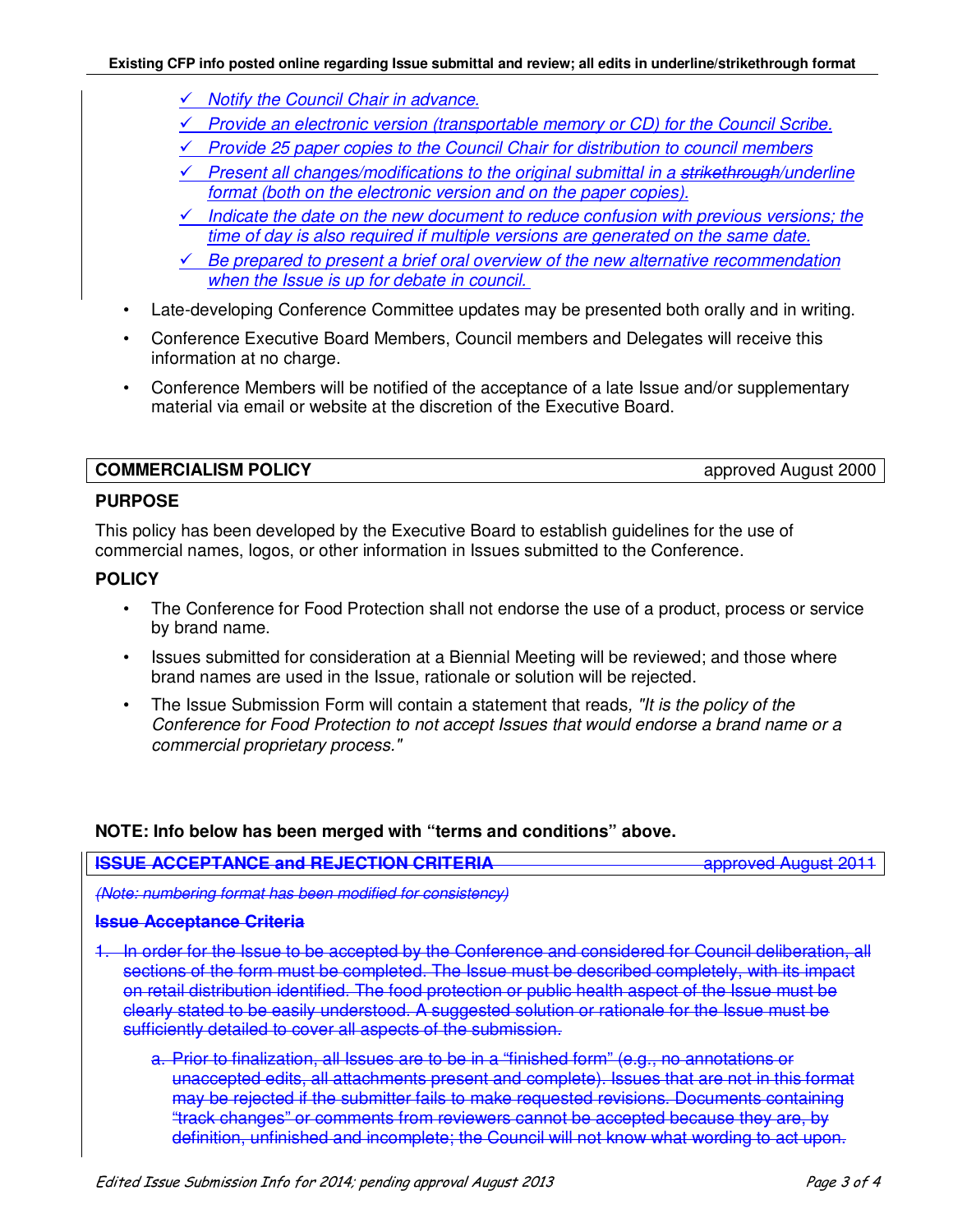- ✓ Notify the Council Chair in advance.
- ✓ Provide an electronic version (transportable memory or CD) for the Council Scribe.
- ✓ Provide 25 paper copies to the Council Chair for distribution to council members
- ✓ Present all changes/modifications to the original submittal in a ~~strikethrough~~/underline format (both on the electronic version and on the paper copies).
- ✓ Indicate the date on the new document to reduce confusion with previous versions; the time of day is also required if multiple versions are generated on the same date.
- ✓ Be prepared to present a brief oral overview of the new alternative recommendation when the Issue is up for debate in council.

- Late-developing Conference Committee updates may be presented both orally and in writing.
- Conference Executive Board Members, Council members and Delegates will receive this information at no charge.
- Conference Members will be notified of the acceptance of a late Issue and/or supplementary material via email or website at the discretion of the Executive Board.

| **COMMERCIALISM POLICY** | approved August 2000 |
|---|---|

**PURPOSE**

This policy has been developed by the Executive Board to establish guidelines for the use of commercial names, logos, or other information in Issues submitted to the Conference.

**POLICY**

- The Conference for Food Protection shall not endorse the use of a product, process or service by brand name.
- Issues submitted for consideration at a Biennial Meeting will be reviewed; and those where brand names are used in the Issue, rationale or solution will be rejected.
- The Issue Submission Form will contain a statement that reads*, "It is the policy of the Conference for Food Protection to not accept Issues that would endorse a brand name or a commercial proprietary process."*

**NOTE: Info below has been merged with "terms and conditions" above.**

| ~~**ISSUE ACCEPTANCE and REJECTION CRITERIA**~~ | ~~approved August 2011~~ |
|---|---|

~~*(Note: numbering format has been modified for consistency)*~~

~~**Issue Acceptance Criteria**~~

1. ~~In order for the Issue to be accepted by the Conference and considered for Council deliberation, all sections of the form must be completed. The Issue must be described completely, with its impact on retail distribution identified. The food protection or public health aspect of the Issue must be clearly stated to be easily understood. A suggested solution or rationale for the Issue must be sufficiently detailed to cover all aspects of the submission.~~

    a. ~~Prior to finalization, all Issues are to be in a "finished form" (e.g., no annotations or unaccepted edits, all attachments present and complete). Issues that are not in this format may be rejected if the submitter fails to make requested revisions. Documents containing "track changes" or comments from reviewers cannot be accepted because they are, by definition, unfinished and incomplete; the Council will not know what wording to act upon.~~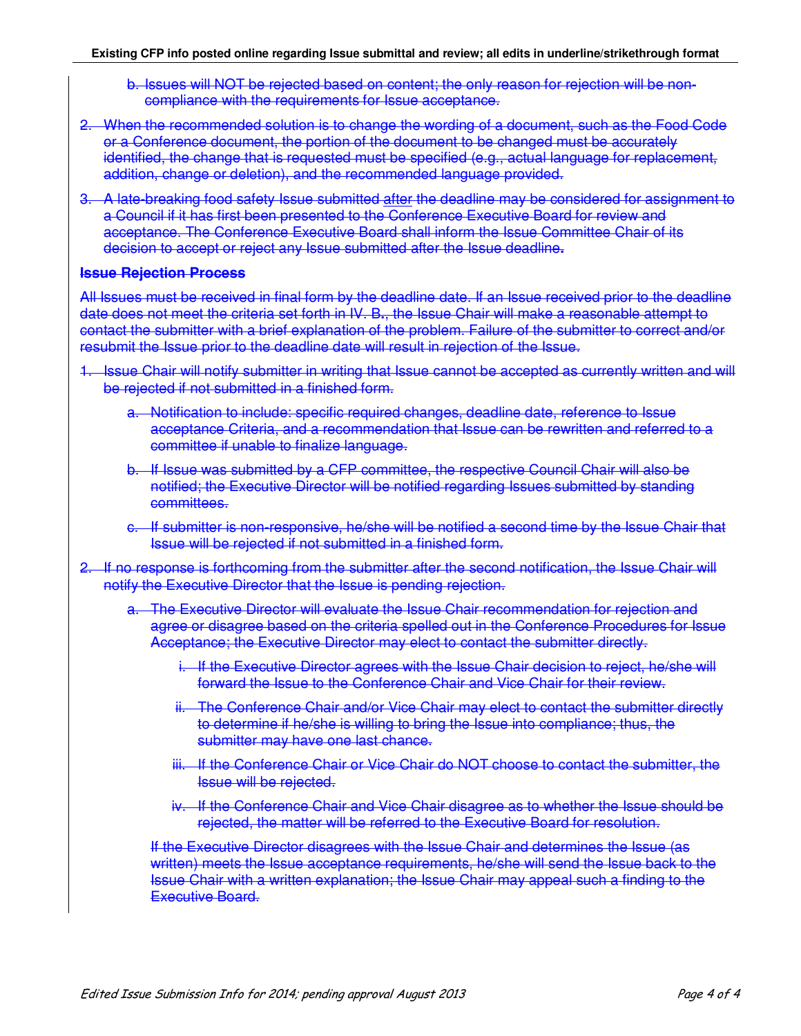b. ~~Issues will NOT be rejected based on content; the only reason for rejection will be non-compliance with the requirements for Issue acceptance.~~

2. ~~When the recommended solution is to change the wording of a document, such as the Food Code or a Conference document, the portion of the document to be changed must be accurately identified, the change that is requested must be specified (e.g., actual language for replacement, addition, change or deletion), and the recommended language provided.~~

3. ~~A late-breaking food safety Issue submitted after the deadline may be considered for assignment to a Council if it has first been presented to the Conference Executive Board for review and acceptance. The Conference Executive Board shall inform the Issue Committee Chair of its decision to accept or reject any Issue submitted after the Issue deadline.~~

**~~Issue Rejection Process~~**

~~All Issues must be received in final form by the deadline date. If an Issue received prior to the deadline date does not meet the criteria set forth in IV. B., the Issue Chair will make a reasonable attempt to contact the submitter with a brief explanation of the problem. Failure of the submitter to correct and/or resubmit the Issue prior to the deadline date will result in rejection of the Issue.~~

1. ~~Issue Chair will notify submitter in writing that Issue cannot be accepted as currently written and will be rejected if not submitted in a finished form.~~

   a. ~~Notification to include: specific required changes, deadline date, reference to Issue acceptance Criteria, and a recommendation that Issue can be rewritten and referred to a committee if unable to finalize language.~~

   b. ~~If Issue was submitted by a CFP committee, the respective Council Chair will also be notified; the Executive Director will be notified regarding Issues submitted by standing committees.~~

   c. ~~If submitter is non-responsive, he/she will be notified a second time by the Issue Chair that Issue will be rejected if not submitted in a finished form.~~

2. ~~If no response is forthcoming from the submitter after the second notification, the Issue Chair will notify the Executive Director that the Issue is pending rejection.~~

   a. ~~The Executive Director will evaluate the Issue Chair recommendation for rejection and agree or disagree based on the criteria spelled out in the Conference Procedures for Issue Acceptance; the Executive Director may elect to contact the submitter directly.~~

      i. ~~If the Executive Director agrees with the Issue Chair decision to reject, he/she will forward the Issue to the Conference Chair and Vice Chair for their review.~~

      ii. ~~The Conference Chair and/or Vice Chair may elect to contact the submitter directly to determine if he/she is willing to bring the Issue into compliance; thus, the submitter may have one last chance.~~

      iii. ~~If the Conference Chair or Vice Chair do NOT choose to contact the submitter, the Issue will be rejected.~~

      iv. ~~If the Conference Chair and Vice Chair disagree as to whether the Issue should be rejected, the matter will be referred to the Executive Board for resolution.~~

   ~~If the Executive Director disagrees with the Issue Chair and determines the Issue (as written) meets the Issue acceptance requirements, he/she will send the Issue back to the Issue Chair with a written explanation; the Issue Chair may appeal such a finding to the Executive Board.~~